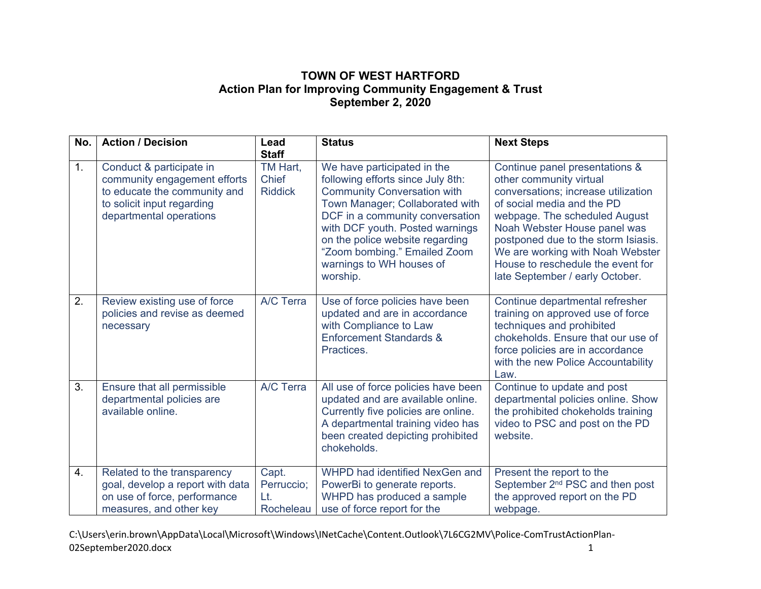# TOWN OF WEST HARTFORD
## Action Plan for Improving Community Engagement & Trust
## September 2, 2020

| No. | Action / Decision | Lead Staff | Status | Next Steps |
|---|---|---|---|---|
| 1. | Conduct & participate in community engagement efforts to educate the community and to solicit input regarding departmental operations | TM Hart, Chief Riddick | We have participated in the following efforts since July 8th: Community Conversation with Town Manager; Collaborated with DCF in a community conversation with DCF youth. Posted warnings on the police website regarding "Zoom bombing." Emailed Zoom warnings to WH houses of worship. | Continue panel presentations & other community virtual conversations; increase utilization of social media and the PD webpage. The scheduled August Noah Webster House panel was postponed due to the storm Isiasis. We are working with Noah Webster House to reschedule the event for late September / early October. |
| 2. | Review existing use of force policies and revise as deemed necessary | A/C Terra | Use of force policies have been updated and are in accordance with Compliance to Law Enforcement Standards & Practices. | Continue departmental refresher training on approved use of force techniques and prohibited chokeholds. Ensure that our use of force policies are in accordance with the new Police Accountability Law. |
| 3. | Ensure that all permissible departmental policies are available online. | A/C Terra | All use of force policies have been updated and are available online. Currently five policies are online. A departmental training video has been created depicting prohibited chokeholds. | Continue to update and post departmental policies online. Show the prohibited chokeholds training video to PSC and post on the PD website. |
| 4. | Related to the transparency goal, develop a report with data on use of force, performance measures, and other key | Capt. Perruccio; Lt. Rocheleau | WHPD had identified NexGen and PowerBi to generate reports. WHPD has produced a sample use of force report for the | Present the report to the September 2nd PSC and then post the approved report on the PD webpage. |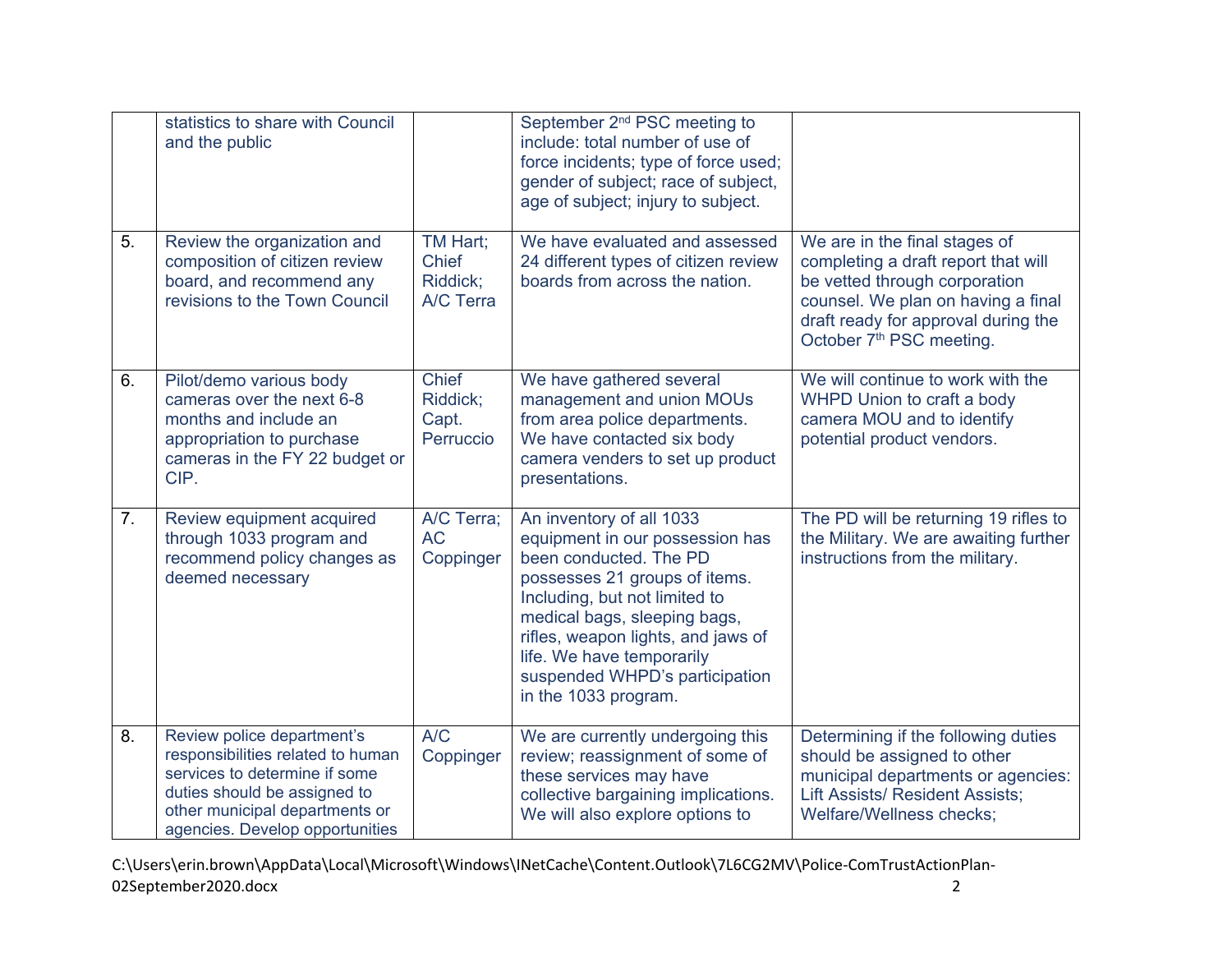|  |  |  |  |  |
|---|---|---|---|---|
|  | statistics to share with Council and the public |  | September 2nd PSC meeting to include: total number of use of force incidents; type of force used; gender of subject; race of subject, age of subject; injury to subject. |  |
| 5. | Review the organization and composition of citizen review board, and recommend any revisions to the Town Council | TM Hart; Chief Riddick; A/C Terra | We have evaluated and assessed 24 different types of citizen review boards from across the nation. | We are in the final stages of completing a draft report that will be vetted through corporation counsel. We plan on having a final draft ready for approval during the October 7th PSC meeting. |
| 6. | Pilot/demo various body cameras over the next 6-8 months and include an appropriation to purchase cameras in the FY 22 budget or CIP. | Chief Riddick; Capt. Perruccio | We have gathered several management and union MOUs from area police departments. We have contacted six body camera venders to set up product presentations. | We will continue to work with the WHPD Union to craft a body camera MOU and to identify potential product vendors. |
| 7. | Review equipment acquired through 1033 program and recommend policy changes as deemed necessary | A/C Terra; AC Coppinger | An inventory of all 1033 equipment in our possession has been conducted. The PD possesses 21 groups of items. Including, but not limited to medical bags, sleeping bags, rifles, weapon lights, and jaws of life. We have temporarily suspended WHPD's participation in the 1033 program. | The PD will be returning 19 rifles to the Military. We are awaiting further instructions from the military. |
| 8. | Review police department's responsibilities related to human services to determine if some duties should be assigned to other municipal departments or agencies. Develop opportunities | A/C Coppinger | We are currently undergoing this review; reassignment of some of these services may have collective bargaining implications. We will also explore options to | Determining if the following duties should be assigned to other municipal departments or agencies: Lift Assists/ Resident Assists; Welfare/Wellness checks; |

C:\Users\erin.brown\AppData\Local\Microsoft\Windows\INetCache\Content.Outlook\7L6CG2MV\Police-ComTrustActionPlan-02September2020.docx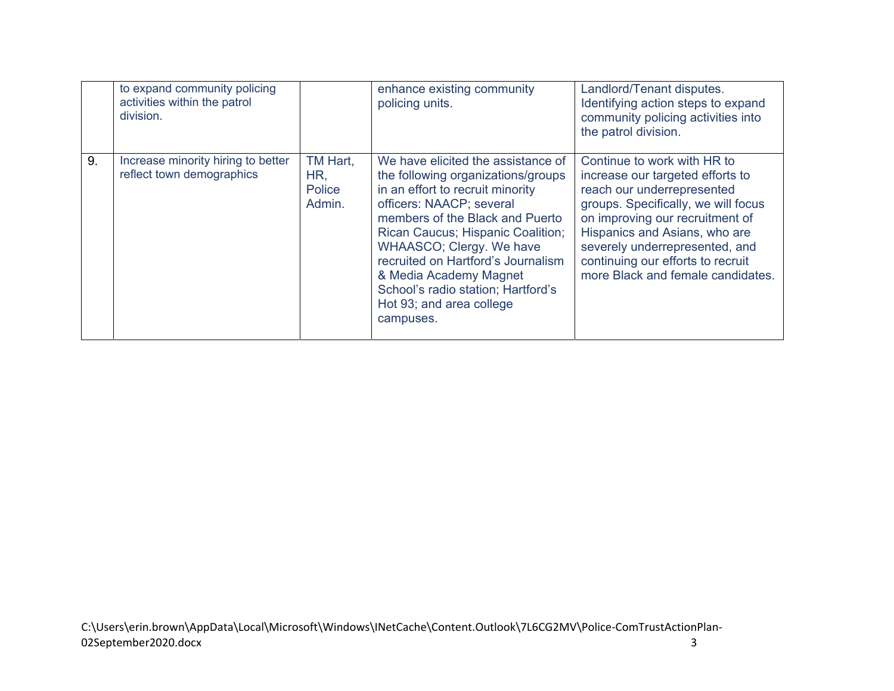| | | | | |
|---|---|---|---|---|
| | to expand community policing activities within the patrol division. | | enhance existing community policing units. | Landlord/Tenant disputes. Identifying action steps to expand community policing activities into the patrol division. |
| 9. | Increase minority hiring to better reflect town demographics | TM Hart, HR, Police Admin. | We have elicited the assistance of the following organizations/groups in an effort to recruit minority officers: NAACP; several members of the Black and Puerto Rican Caucus; Hispanic Coalition; WHAASCO; Clergy. We have recruited on Hartford's Journalism & Media Academy Magnet School's radio station; Hartford's Hot 93; and area college campuses. | Continue to work with HR to increase our targeted efforts to reach our underrepresented groups. Specifically, we will focus on improving our recruitment of Hispanics and Asians, who are severely underrepresented, and continuing our efforts to recruit more Black and female candidates. |